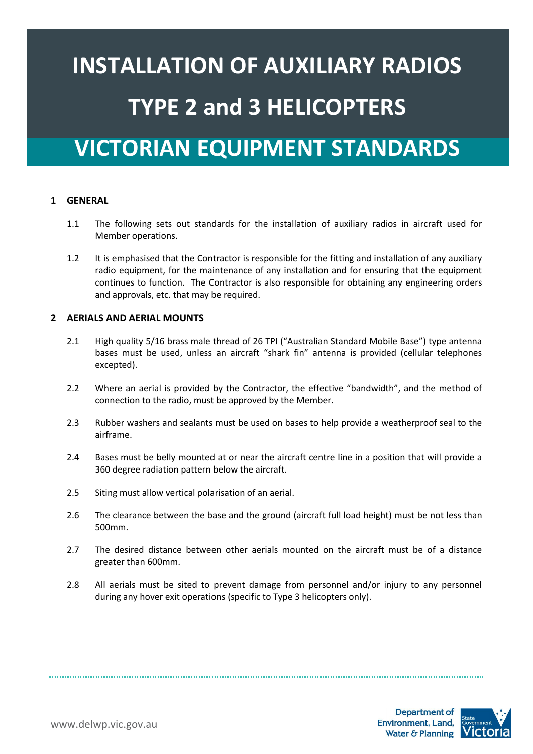# INSTALLATION OF AUXILIARY RADIOS

# TYPE 2 and 3 HELICOPTERS

# VICTORIAN EQUIPMENT STANDARDS

## 1 GENERAL

1.1 The following sets out standards for the installation of auxiliary radios in aircraft used for Member operations.

1.2 It is emphasised that the Contractor is responsible for the fitting and installation of any auxiliary radio equipment, for the maintenance of any installation and for ensuring that the equipment continues to function. The Contractor is also responsible for obtaining any engineering orders and approvals, etc. that may be required.

## 2 AERIALS AND AERIAL MOUNTS

2.1 High quality 5/16 brass male thread of 26 TPI ("Australian Standard Mobile Base") type antenna bases must be used, unless an aircraft "shark fin" antenna is provided (cellular telephones excepted).

2.2 Where an aerial is provided by the Contractor, the effective "bandwidth", and the method of connection to the radio, must be approved by the Member.

2.3 Rubber washers and sealants must be used on bases to help provide a weatherproof seal to the airframe.

2.4 Bases must be belly mounted at or near the aircraft centre line in a position that will provide a 360 degree radiation pattern below the aircraft.

2.5 Siting must allow vertical polarisation of an aerial.

2.6 The clearance between the base and the ground (aircraft full load height) must be not less than 500mm.

2.7 The desired distance between other aerials mounted on the aircraft must be of a distance greater than 600mm.

2.8 All aerials must be sited to prevent damage from personnel and/or injury to any personnel during any hover exit operations (specific to Type 3 helicopters only).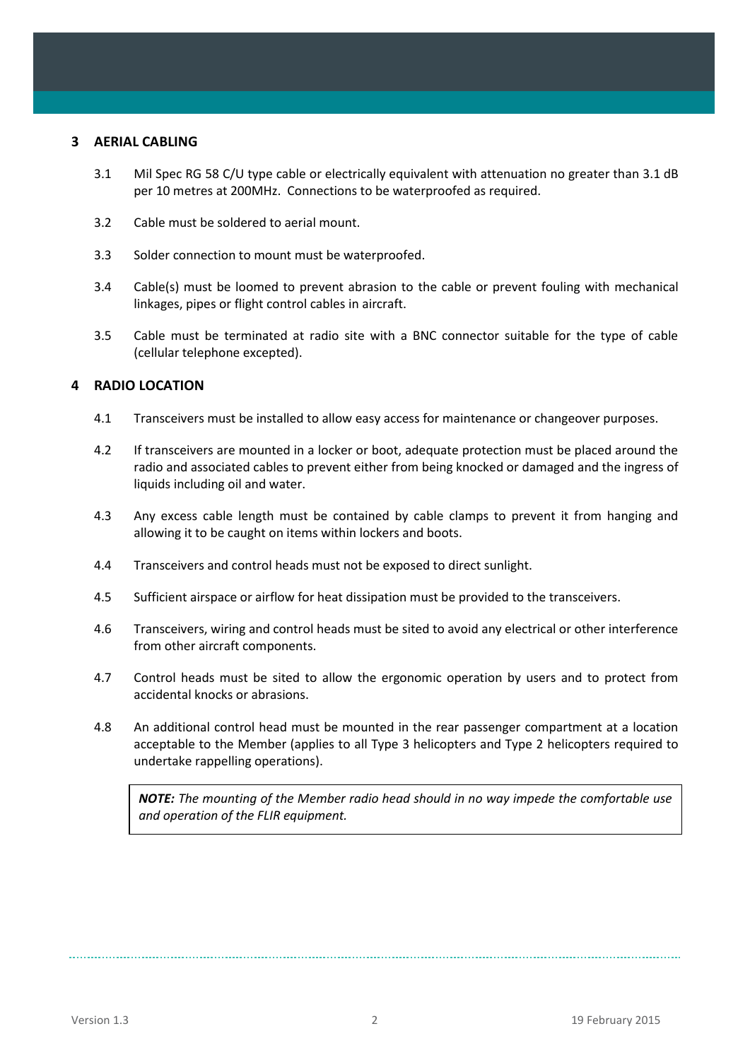## 3 AERIAL CABLING

3.1 Mil Spec RG 58 C/U type cable or electrically equivalent with attenuation no greater than 3.1 dB per 10 metres at 200MHz. Connections to be waterproofed as required.

3.2 Cable must be soldered to aerial mount.

3.3 Solder connection to mount must be waterproofed.

3.4 Cable(s) must be loomed to prevent abrasion to the cable or prevent fouling with mechanical linkages, pipes or flight control cables in aircraft.

3.5 Cable must be terminated at radio site with a BNC connector suitable for the type of cable (cellular telephone excepted).

## 4 RADIO LOCATION

4.1 Transceivers must be installed to allow easy access for maintenance or changeover purposes.

4.2 If transceivers are mounted in a locker or boot, adequate protection must be placed around the radio and associated cables to prevent either from being knocked or damaged and the ingress of liquids including oil and water.

4.3 Any excess cable length must be contained by cable clamps to prevent it from hanging and allowing it to be caught on items within lockers and boots.

4.4 Transceivers and control heads must not be exposed to direct sunlight.

4.5 Sufficient airspace or airflow for heat dissipation must be provided to the transceivers.

4.6 Transceivers, wiring and control heads must be sited to avoid any electrical or other interference from other aircraft components.

4.7 Control heads must be sited to allow the ergonomic operation by users and to protect from accidental knocks or abrasions.

4.8 An additional control head must be mounted in the rear passenger compartment at a location acceptable to the Member (applies to all Type 3 helicopters and Type 2 helicopters required to undertake rappelling operations).

> ***NOTE:*** *The mounting of the Member radio head should in no way impede the comfortable use and operation of the FLIR equipment.*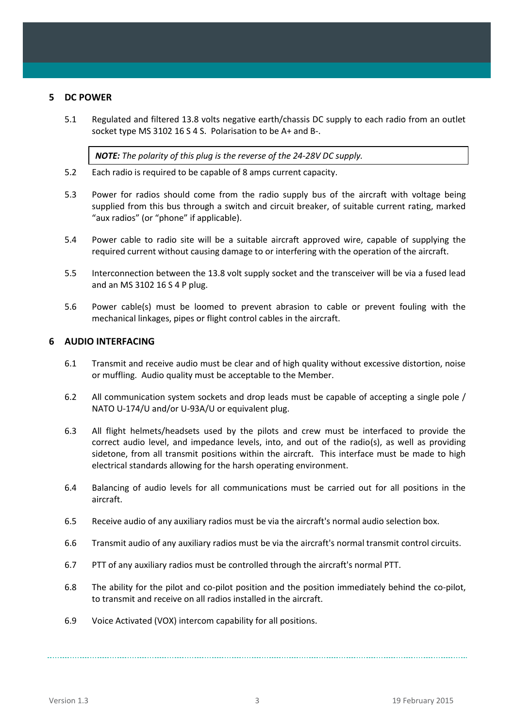## 5 DC POWER

5.1 Regulated and filtered 13.8 volts negative earth/chassis DC supply to each radio from an outlet socket type MS 3102 16 S 4 S. Polarisation to be A+ and B-.

> ***NOTE:*** *The polarity of this plug is the reverse of the 24-28V DC supply.*

5.2 Each radio is required to be capable of 8 amps current capacity.

5.3 Power for radios should come from the radio supply bus of the aircraft with voltage being supplied from this bus through a switch and circuit breaker, of suitable current rating, marked "aux radios" (or "phone" if applicable).

5.4 Power cable to radio site will be a suitable aircraft approved wire, capable of supplying the required current without causing damage to or interfering with the operation of the aircraft.

5.5 Interconnection between the 13.8 volt supply socket and the transceiver will be via a fused lead and an MS 3102 16 S 4 P plug.

5.6 Power cable(s) must be loomed to prevent abrasion to cable or prevent fouling with the mechanical linkages, pipes or flight control cables in the aircraft.

## 6 AUDIO INTERFACING

6.1 Transmit and receive audio must be clear and of high quality without excessive distortion, noise or muffling. Audio quality must be acceptable to the Member.

6.2 All communication system sockets and drop leads must be capable of accepting a single pole / NATO U-174/U and/or U-93A/U or equivalent plug.

6.3 All flight helmets/headsets used by the pilots and crew must be interfaced to provide the correct audio level, and impedance levels, into, and out of the radio(s), as well as providing sidetone, from all transmit positions within the aircraft. This interface must be made to high electrical standards allowing for the harsh operating environment.

6.4 Balancing of audio levels for all communications must be carried out for all positions in the aircraft.

6.5 Receive audio of any auxiliary radios must be via the aircraft's normal audio selection box.

6.6 Transmit audio of any auxiliary radios must be via the aircraft's normal transmit control circuits.

6.7 PTT of any auxiliary radios must be controlled through the aircraft's normal PTT.

6.8 The ability for the pilot and co-pilot position and the position immediately behind the co-pilot, to transmit and receive on all radios installed in the aircraft.

6.9 Voice Activated (VOX) intercom capability for all positions.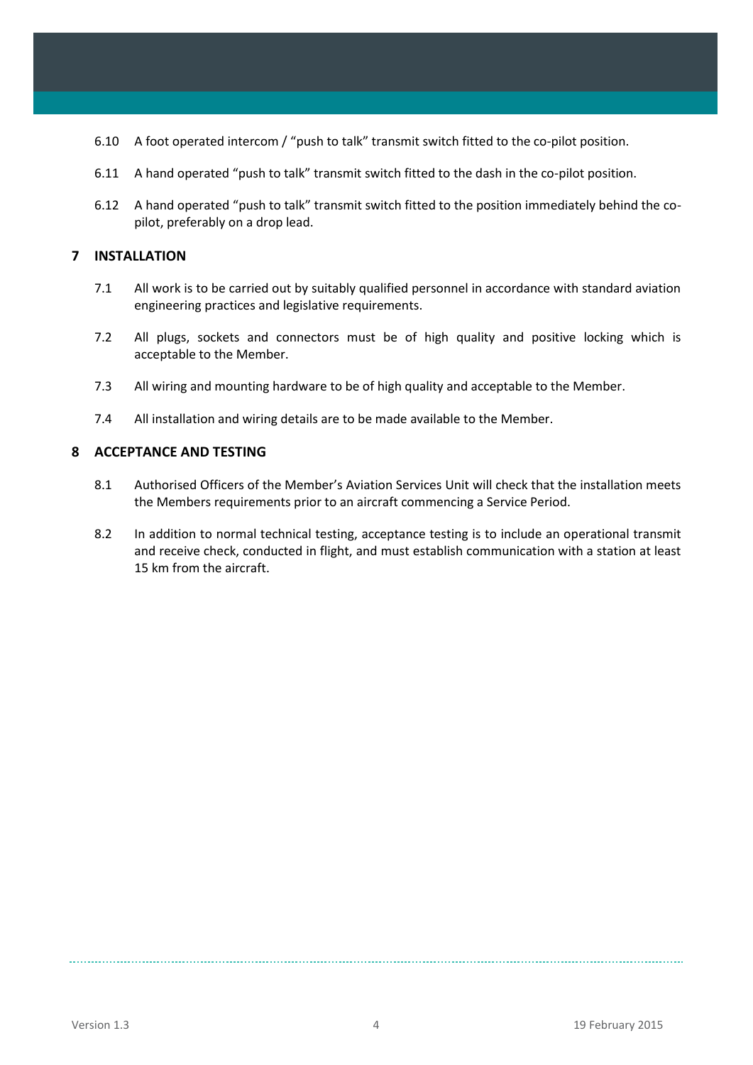6.10 A foot operated intercom / "push to talk" transmit switch fitted to the co-pilot position.

6.11 A hand operated "push to talk" transmit switch fitted to the dash in the co-pilot position.

6.12 A hand operated "push to talk" transmit switch fitted to the position immediately behind the co-pilot, preferably on a drop lead.

## 7 INSTALLATION

7.1 All work is to be carried out by suitably qualified personnel in accordance with standard aviation engineering practices and legislative requirements.

7.2 All plugs, sockets and connectors must be of high quality and positive locking which is acceptable to the Member.

7.3 All wiring and mounting hardware to be of high quality and acceptable to the Member.

7.4 All installation and wiring details are to be made available to the Member.

## 8 ACCEPTANCE AND TESTING

8.1 Authorised Officers of the Member's Aviation Services Unit will check that the installation meets the Members requirements prior to an aircraft commencing a Service Period.

8.2 In addition to normal technical testing, acceptance testing is to include an operational transmit and receive check, conducted in flight, and must establish communication with a station at least 15 km from the aircraft.